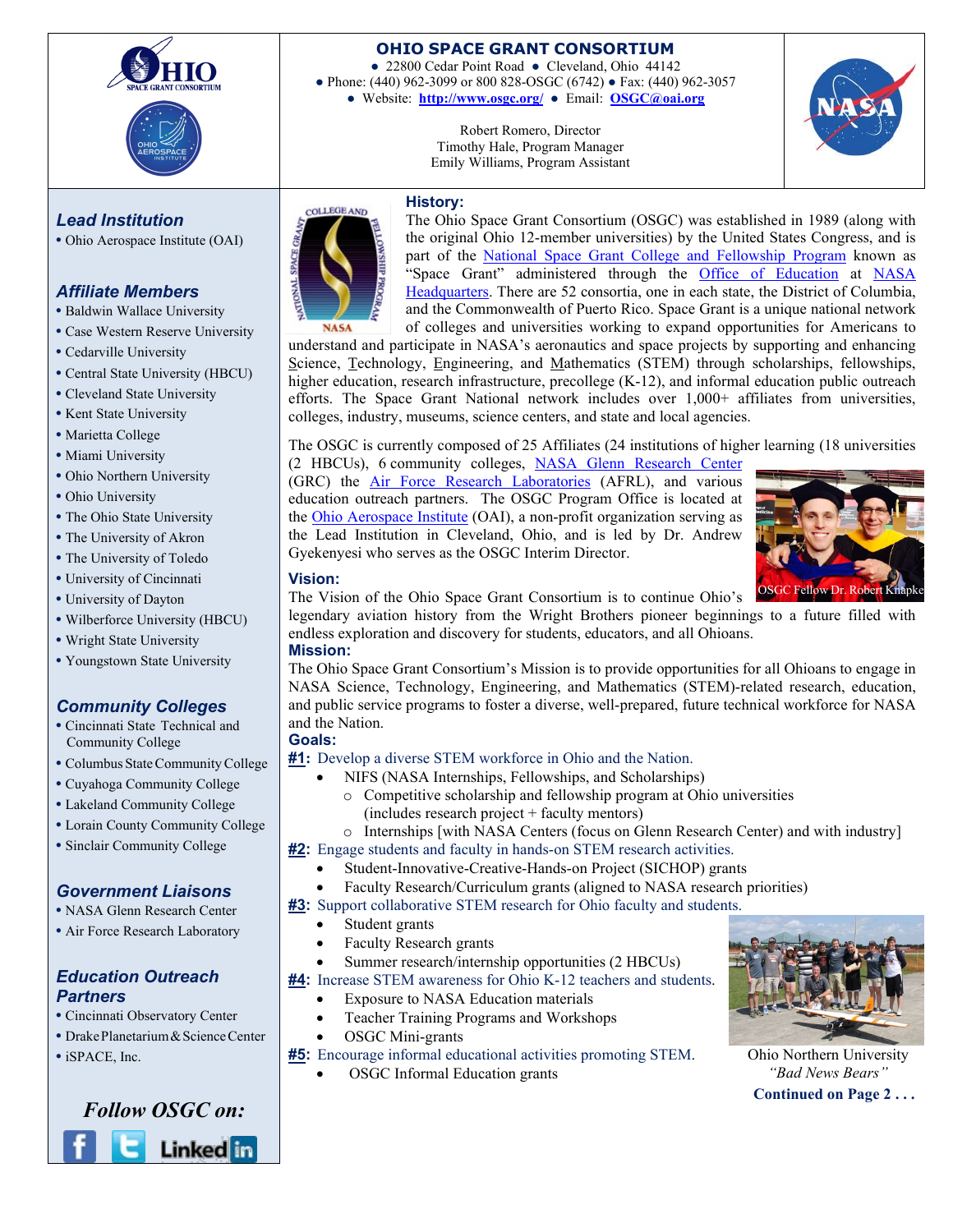# OHIO SPACE GRANT CONSORTIUM

● 22800 Cedar Point Road ● Cleveland, Ohio 44142
● Phone: (440) 962-3099 or 800 828-OSGC (6742) ● Fax: (440) 962-3057
● Website: **http://www.osgc.org/** ● Email: **OSGC@oai.org**

Robert Romero, Director
Timothy Hale, Program Manager
Emily Williams, Program Assistant

### *Lead Institution*
- Ohio Aerospace Institute (OAI)

### *Affiliate Members*
- Baldwin Wallace University
- Case Western Reserve University
- Cedarville University
- Central State University (HBCU)
- Cleveland State University
- Kent State University
- Marietta College
- Miami University
- Ohio Northern University
- Ohio University
- The Ohio State University
- The University of Akron
- The University of Toledo
- University of Cincinnati
- University of Dayton
- Wilberforce University (HBCU)
- Wright State University
- Youngstown State University

### *Community Colleges*
- Cincinnati State Technical and Community College
- Columbus State Community College
- Cuyahoga Community College
- Lakeland Community College
- Lorain County Community College
- Sinclair Community College

### *Government Liaisons*
- NASA Glenn Research Center
- Air Force Research Laboratory

### *Education Outreach Partners*
- Cincinnati Observatory Center
- Drake Planetarium & Science Center
- iSPACE, Inc.

***Follow OSGC on:***

## History:

The Ohio Space Grant Consortium (OSGC) was established in 1989 (along with the original Ohio 12-member universities) by the United States Congress, and is part of the National Space Grant College and Fellowship Program known as "Space Grant" administered through the Office of Education at NASA Headquarters. There are 52 consortia, one in each state, the District of Columbia, and the Commonwealth of Puerto Rico. Space Grant is a unique national network of colleges and universities working to expand opportunities for Americans to understand and participate in NASA's aeronautics and space projects by supporting and enhancing Science, Technology, Engineering, and Mathematics (STEM) through scholarships, fellowships, higher education, research infrastructure, precollege (K-12), and informal education public outreach efforts. The Space Grant National network includes over 1,000+ affiliates from universities, colleges, industry, museums, science centers, and state and local agencies.

The OSGC is currently composed of 25 Affiliates (24 institutions of higher learning (18 universities (2 HBCUs), 6 community colleges, NASA Glenn Research Center (GRC) the Air Force Research Laboratories (AFRL), and various education outreach partners. The OSGC Program Office is located at the Ohio Aerospace Institute (OAI), a non-profit organization serving as the Lead Institution in Cleveland, Ohio, and is led by Dr. Andrew Gyekenyesi who serves as the OSGC Interim Director.

OSGC Fellow Dr. Robert Knapke

## Vision:

The Vision of the Ohio Space Grant Consortium is to continue Ohio's legendary aviation history from the Wright Brothers pioneer beginnings to a future filled with endless exploration and discovery for students, educators, and all Ohioans.

## Mission:

The Ohio Space Grant Consortium's Mission is to provide opportunities for all Ohioans to engage in NASA Science, Technology, Engineering, and Mathematics (STEM)-related research, education, and public service programs to foster a diverse, well-prepared, future technical workforce for NASA and the Nation.

## Goals:

**#1**: Develop a diverse STEM workforce in Ohio and the Nation.
- NIFS (NASA Internships, Fellowships, and Scholarships)
  - Competitive scholarship and fellowship program at Ohio universities (includes research project + faculty mentors)
  - Internships [with NASA Centers (focus on Glenn Research Center) and with industry]

**#2**: Engage students and faculty in hands-on STEM research activities.
- Student-Innovative-Creative-Hands-on Project (SICHOP) grants
- Faculty Research/Curriculum grants (aligned to NASA research priorities)

**#3**: Support collaborative STEM research for Ohio faculty and students.
- Student grants
- Faculty Research grants
- Summer research/internship opportunities (2 HBCUs)

**#4**: Increase STEM awareness for Ohio K-12 teachers and students.
- Exposure to NASA Education materials
- Teacher Training Programs and Workshops
- OSGC Mini-grants

**#5**: Encourage informal educational activities promoting STEM.
- OSGC Informal Education grants

Ohio Northern University
*"Bad News Bears"*

**Continued on Page 2 . . .**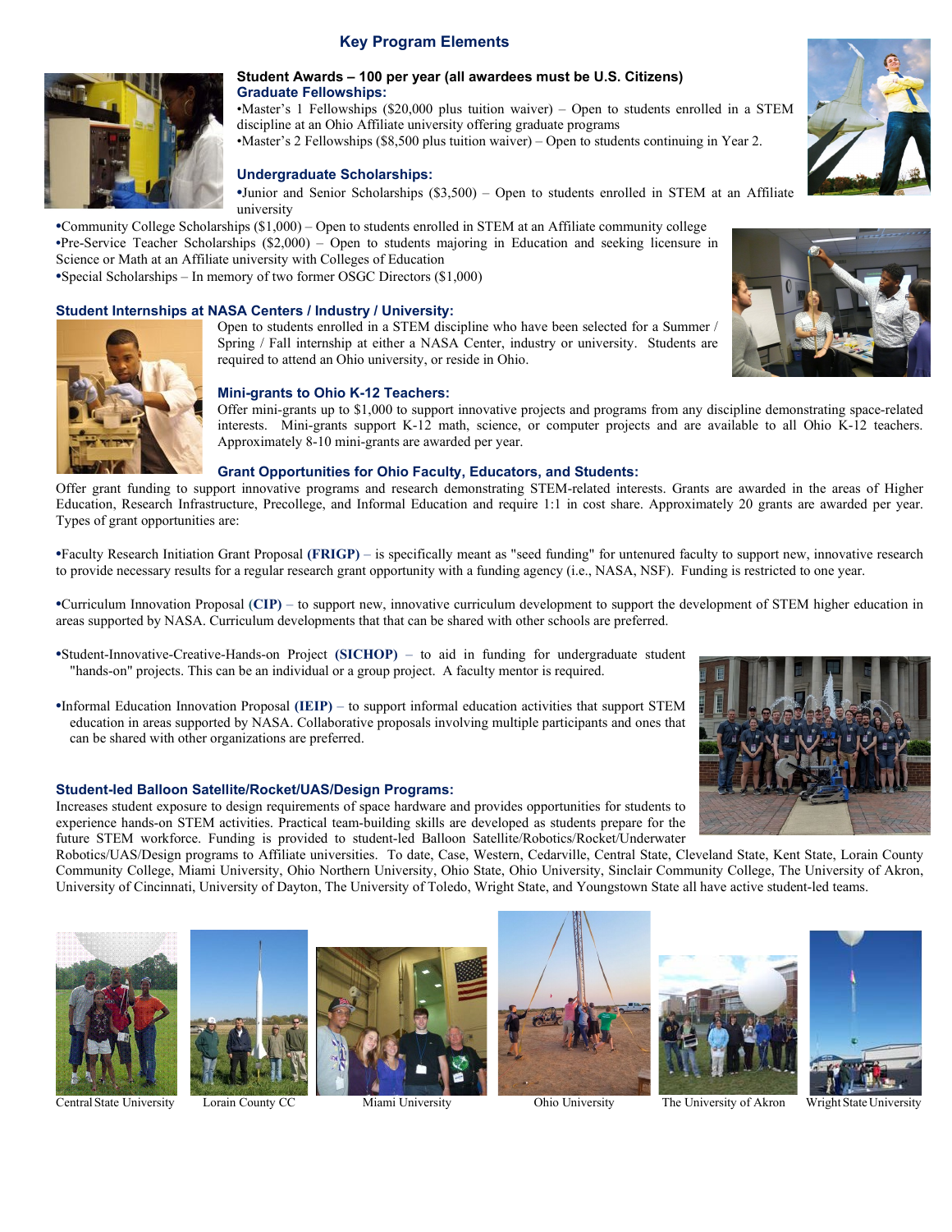## Key Program Elements

**Student Awards – 100 per year (all awardees must be U.S. Citizens)**

### Graduate Fellowships:

- Master's 1 Fellowships ($20,000 plus tuition waiver) – Open to students enrolled in a STEM discipline at an Ohio Affiliate university offering graduate programs
- Master's 2 Fellowships ($8,500 plus tuition waiver) – Open to students continuing in Year 2.

### Undergraduate Scholarships:

- Junior and Senior Scholarships ($3,500) – Open to students enrolled in STEM at an Affiliate university
- Community College Scholarships ($1,000) – Open to students enrolled in STEM at an Affiliate community college
- Pre-Service Teacher Scholarships ($2,000) – Open to students majoring in Education and seeking licensure in Science or Math at an Affiliate university with Colleges of Education
- Special Scholarships – In memory of two former OSGC Directors ($1,000)

### Student Internships at NASA Centers / Industry / University:

Open to students enrolled in a STEM discipline who have been selected for a Summer / Spring / Fall internship at either a NASA Center, industry or university. Students are required to attend an Ohio university, or reside in Ohio.

### Mini-grants to Ohio K-12 Teachers:

Offer mini-grants up to $1,000 to support innovative projects and programs from any discipline demonstrating space-related interests. Mini-grants support K-12 math, science, or computer projects and are available to all Ohio K-12 teachers. Approximately 8-10 mini-grants are awarded per year.

### Grant Opportunities for Ohio Faculty, Educators, and Students:

Offer grant funding to support innovative programs and research demonstrating STEM-related interests. Grants are awarded in the areas of Higher Education, Research Infrastructure, Precollege, and Informal Education and require 1:1 in cost share. Approximately 20 grants are awarded per year. Types of grant opportunities are:

- Faculty Research Initiation Grant Proposal **(FRIGP)** – is specifically meant as "seed funding" for untenured faculty to support new, innovative research to provide necessary results for a regular research grant opportunity with a funding agency (i.e., NASA, NSF). Funding is restricted to one year.

- Curriculum Innovation Proposal **(CIP)** – to support new, innovative curriculum development to support the development of STEM higher education in areas supported by NASA. Curriculum developments that that can be shared with other schools are preferred.

- Student-Innovative-Creative-Hands-on Project **(SICHOP)** – to aid in funding for undergraduate student "hands-on" projects. This can be an individual or a group project. A faculty mentor is required.

- Informal Education Innovation Proposal **(IEIP)** – to support informal education activities that support STEM education in areas supported by NASA. Collaborative proposals involving multiple participants and ones that can be shared with other organizations are preferred.

### Student-led Balloon Satellite/Rocket/UAS/Design Programs:

Increases student exposure to design requirements of space hardware and provides opportunities for students to experience hands-on STEM activities. Practical team-building skills are developed as students prepare for the future STEM workforce. Funding is provided to student-led Balloon Satellite/Robotics/Rocket/Underwater Robotics/UAS/Design programs to Affiliate universities. To date, Case, Western, Cedarville, Central State, Cleveland State, Kent State, Lorain County Community College, Miami University, Ohio Northern University, Ohio State, Ohio University, Sinclair Community College, The University of Akron, University of Cincinnati, University of Dayton, The University of Toledo, Wright State, and Youngstown State all have active student-led teams.

Central State University

Lorain County CC

Miami University

Ohio University

The University of Akron

Wright State University